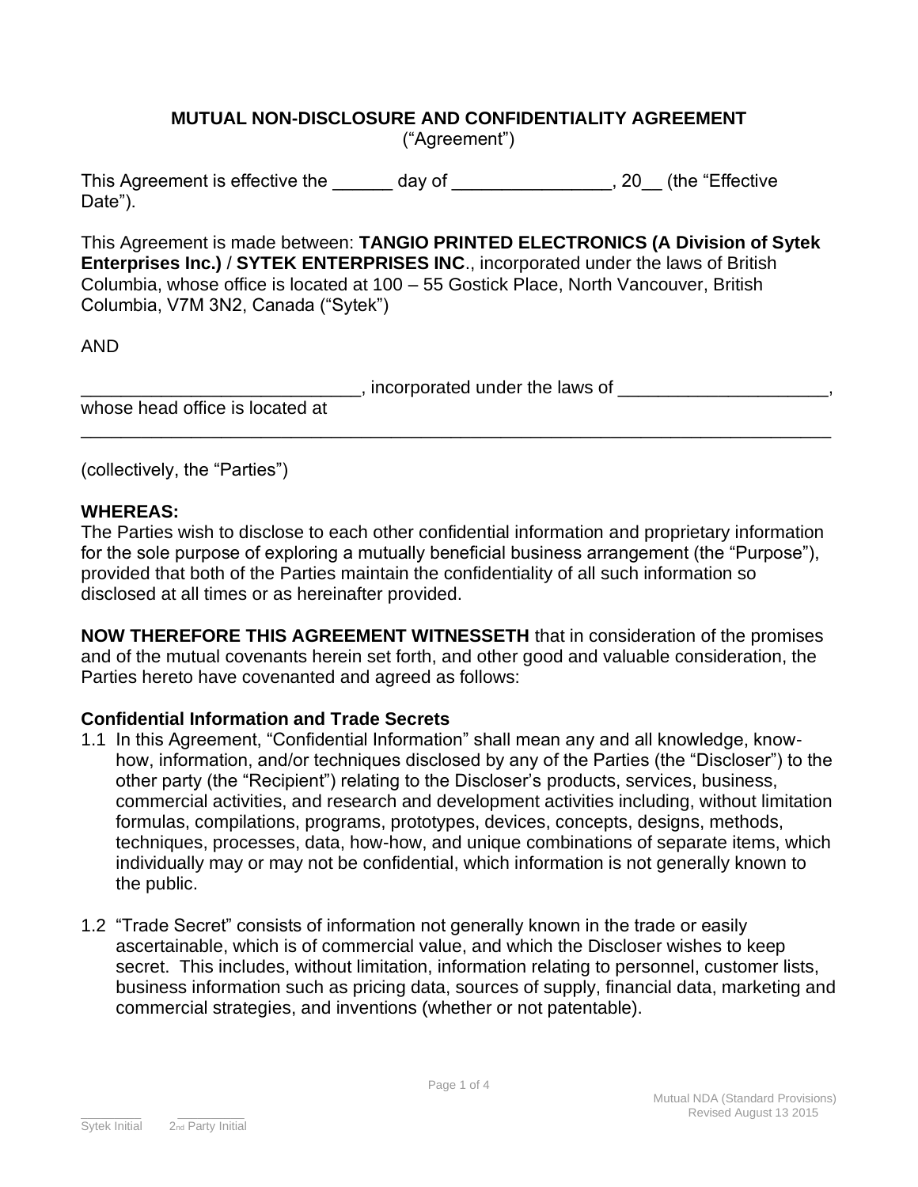# MUTUAL NON-DISCLOSURE AND CONFIDENTIALITY AGREEMENT

("Agreement")

This Agreement is effective the ______ day of ________________, 20__ (the "Effective Date").

This Agreement is made between: **TANGIO PRINTED ELECTRONICS (A Division of Sytek Enterprises Inc.)** / **SYTEK ENTERPRISES INC**., incorporated under the laws of British Columbia, whose office is located at 100 – 55 Gostick Place, North Vancouver, British Columbia, V7M 3N2, Canada ("Sytek")

AND

____________________________, incorporated under the laws of _____________________, whose head office is located at ___________________________________________________________________________

(collectively, the "Parties")

**WHEREAS:**
The Parties wish to disclose to each other confidential information and proprietary information for the sole purpose of exploring a mutually beneficial business arrangement (the "Purpose"), provided that both of the Parties maintain the confidentiality of all such information so disclosed at all times or as hereinafter provided.

**NOW THEREFORE THIS AGREEMENT WITNESSETH** that in consideration of the promises and of the mutual covenants herein set forth, and other good and valuable consideration, the Parties hereto have covenanted and agreed as follows:

### Confidential Information and Trade Secrets

1.1 In this Agreement, "Confidential Information" shall mean any and all knowledge, know-how, information, and/or techniques disclosed by any of the Parties (the "Discloser") to the other party (the "Recipient") relating to the Discloser's products, services, business, commercial activities, and research and development activities including, without limitation formulas, compilations, programs, prototypes, devices, concepts, designs, methods, techniques, processes, data, how-how, and unique combinations of separate items, which individually may or may not be confidential, which information is not generally known to the public.

1.2 "Trade Secret" consists of information not generally known in the trade or easily ascertainable, which is of commercial value, and which the Discloser wishes to keep secret. This includes, without limitation, information relating to personnel, customer lists, business information such as pricing data, sources of supply, financial data, marketing and commercial strategies, and inventions (whether or not patentable).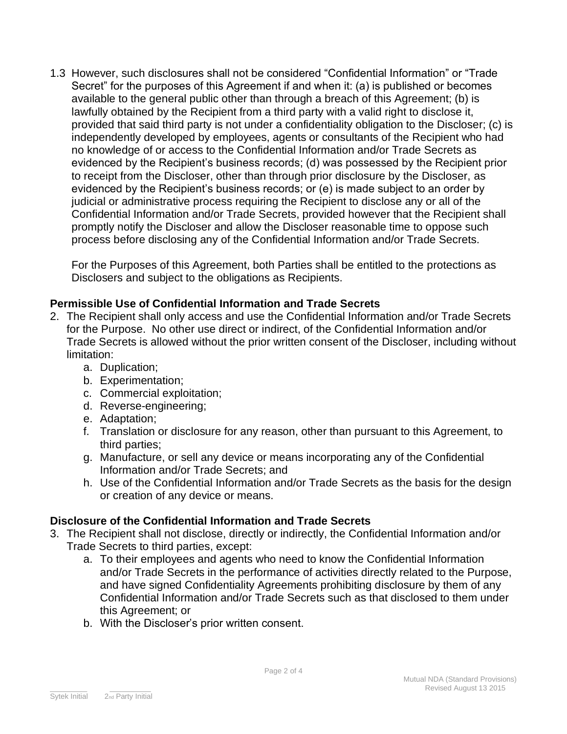1.3 However, such disclosures shall not be considered "Confidential Information" or "Trade Secret" for the purposes of this Agreement if and when it: (a) is published or becomes available to the general public other than through a breach of this Agreement; (b) is lawfully obtained by the Recipient from a third party with a valid right to disclose it, provided that said third party is not under a confidentiality obligation to the Discloser; (c) is independently developed by employees, agents or consultants of the Recipient who had no knowledge of or access to the Confidential Information and/or Trade Secrets as evidenced by the Recipient's business records; (d) was possessed by the Recipient prior to receipt from the Discloser, other than through prior disclosure by the Discloser, as evidenced by the Recipient's business records; or (e) is made subject to an order by judicial or administrative process requiring the Recipient to disclose any or all of the Confidential Information and/or Trade Secrets, provided however that the Recipient shall promptly notify the Discloser and allow the Discloser reasonable time to oppose such process before disclosing any of the Confidential Information and/or Trade Secrets.

For the Purposes of this Agreement, both Parties shall be entitled to the protections as Disclosers and subject to the obligations as Recipients.

**Permissible Use of Confidential Information and Trade Secrets**

2. The Recipient shall only access and use the Confidential Information and/or Trade Secrets for the Purpose. No other use direct or indirect, of the Confidential Information and/or Trade Secrets is allowed without the prior written consent of the Discloser, including without limitation:
   a. Duplication;
   b. Experimentation;
   c. Commercial exploitation;
   d. Reverse-engineering;
   e. Adaptation;
   f. Translation or disclosure for any reason, other than pursuant to this Agreement, to third parties;
   g. Manufacture, or sell any device or means incorporating any of the Confidential Information and/or Trade Secrets; and
   h. Use of the Confidential Information and/or Trade Secrets as the basis for the design or creation of any device or means.

**Disclosure of the Confidential Information and Trade Secrets**

3. The Recipient shall not disclose, directly or indirectly, the Confidential Information and/or Trade Secrets to third parties, except:
   a. To their employees and agents who need to know the Confidential Information and/or Trade Secrets in the performance of activities directly related to the Purpose, and have signed Confidentiality Agreements prohibiting disclosure by them of any Confidential Information and/or Trade Secrets such as that disclosed to them under this Agreement; or
   b. With the Discloser's prior written consent.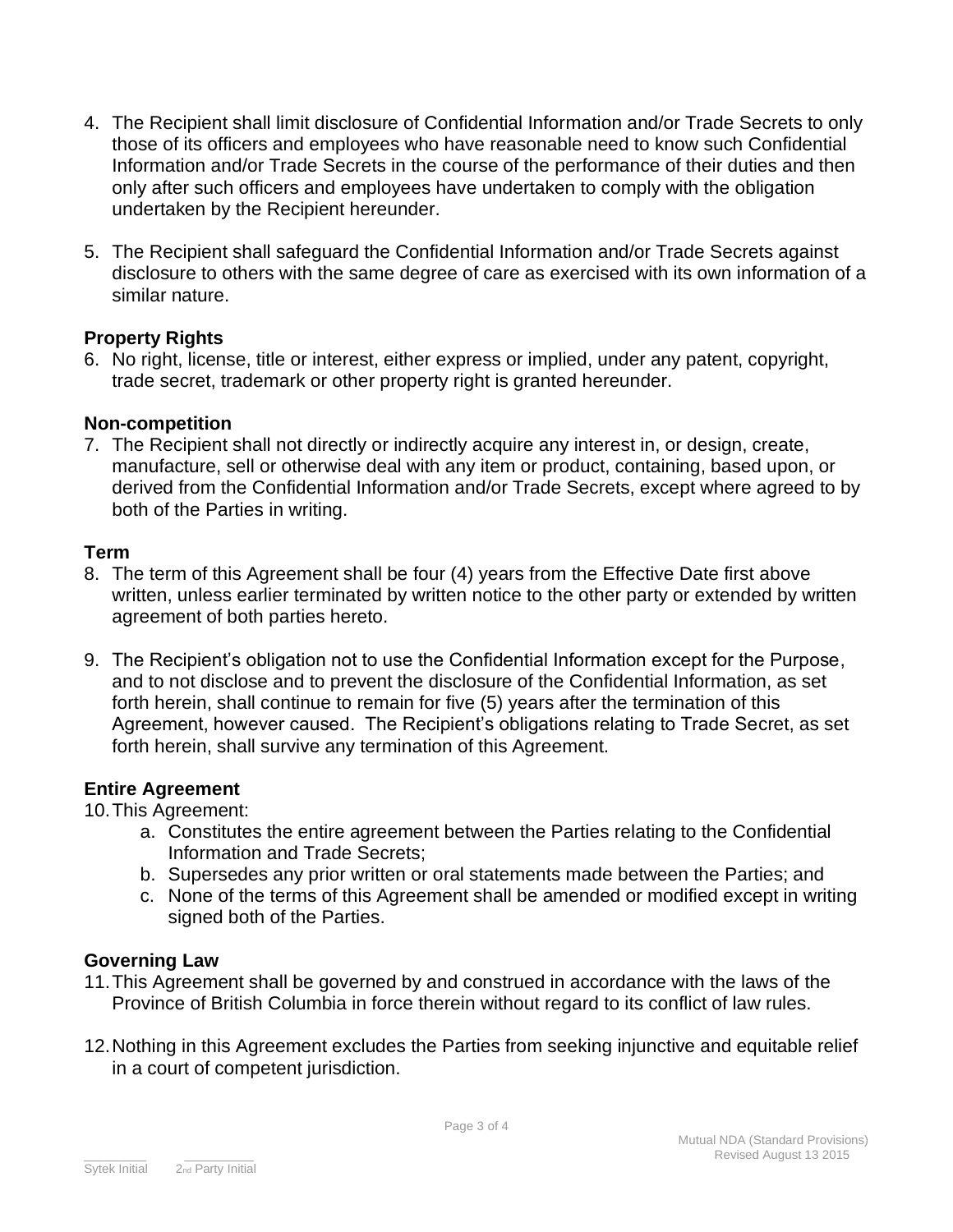4. The Recipient shall limit disclosure of Confidential Information and/or Trade Secrets to only those of its officers and employees who have reasonable need to know such Confidential Information and/or Trade Secrets in the course of the performance of their duties and then only after such officers and employees have undertaken to comply with the obligation undertaken by the Recipient hereunder.

5. The Recipient shall safeguard the Confidential Information and/or Trade Secrets against disclosure to others with the same degree of care as exercised with its own information of a similar nature.

**Property Rights**

6. No right, license, title or interest, either express or implied, under any patent, copyright, trade secret, trademark or other property right is granted hereunder.

**Non-competition**

7. The Recipient shall not directly or indirectly acquire any interest in, or design, create, manufacture, sell or otherwise deal with any item or product, containing, based upon, or derived from the Confidential Information and/or Trade Secrets, except where agreed to by both of the Parties in writing.

**Term**

8. The term of this Agreement shall be four (4) years from the Effective Date first above written, unless earlier terminated by written notice to the other party or extended by written agreement of both parties hereto.

9. The Recipient's obligation not to use the Confidential Information except for the Purpose, and to not disclose and to prevent the disclosure of the Confidential Information, as set forth herein, shall continue to remain for five (5) years after the termination of this Agreement, however caused. The Recipient's obligations relating to Trade Secret, as set forth herein, shall survive any termination of this Agreement.

**Entire Agreement**

10. This Agreement:
    a. Constitutes the entire agreement between the Parties relating to the Confidential Information and Trade Secrets;
    b. Supersedes any prior written or oral statements made between the Parties; and
    c. None of the terms of this Agreement shall be amended or modified except in writing signed both of the Parties.

**Governing Law**

11. This Agreement shall be governed by and construed in accordance with the laws of the Province of British Columbia in force therein without regard to its conflict of law rules.

12. Nothing in this Agreement excludes the Parties from seeking injunctive and equitable relief in a court of competent jurisdiction.

_________ Sytek Initial &nbsp;&nbsp;&nbsp; _________ 2nd Party Initial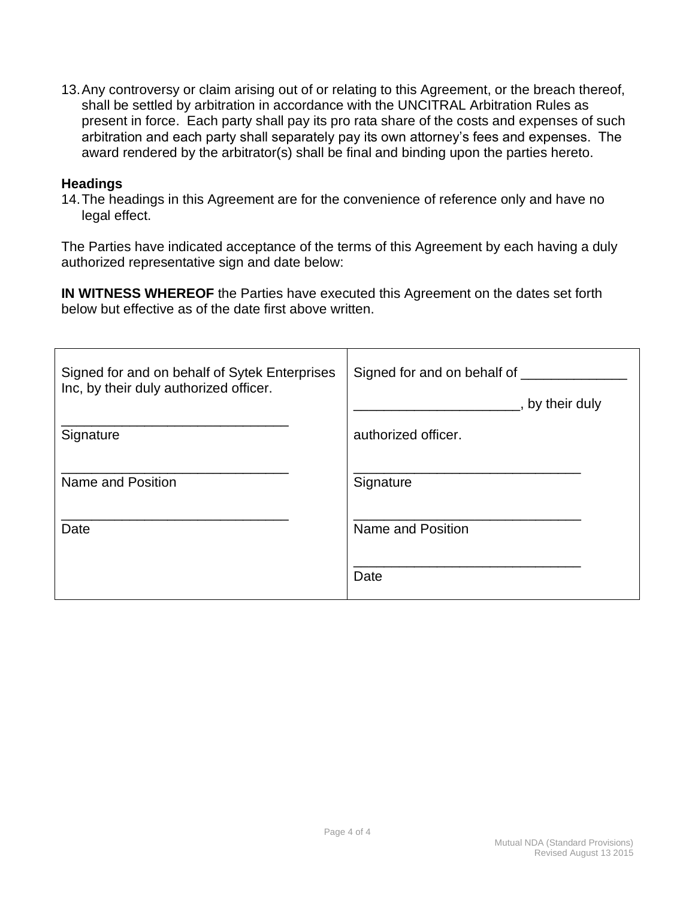13. Any controversy or claim arising out of or relating to this Agreement, or the breach thereof, shall be settled by arbitration in accordance with the UNCITRAL Arbitration Rules as present in force. Each party shall pay its pro rata share of the costs and expenses of such arbitration and each party shall separately pay its own attorney's fees and expenses. The award rendered by the arbitrator(s) shall be final and binding upon the parties hereto.

**Headings**

14. The headings in this Agreement are for the convenience of reference only and have no legal effect.

The Parties have indicated acceptance of the terms of this Agreement by each having a duly authorized representative sign and date below:

**IN WITNESS WHEREOF** the Parties have executed this Agreement on the dates set forth below but effective as of the date first above written.

| | |
|---|---|
| Signed for and on behalf of Sytek Enterprises Inc, by their duly authorized officer.<br><br>______________________________<br>Signature<br><br>______________________________<br>Name and Position<br><br>______________________________<br>Date | Signed for and on behalf of ______________<br>______________________, by their duly authorized officer.<br><br>______________________________<br>Signature<br><br>______________________________<br>Name and Position<br><br>______________________________<br>Date |

Mutual NDA (Standard Provisions)
Revised August 13 2015